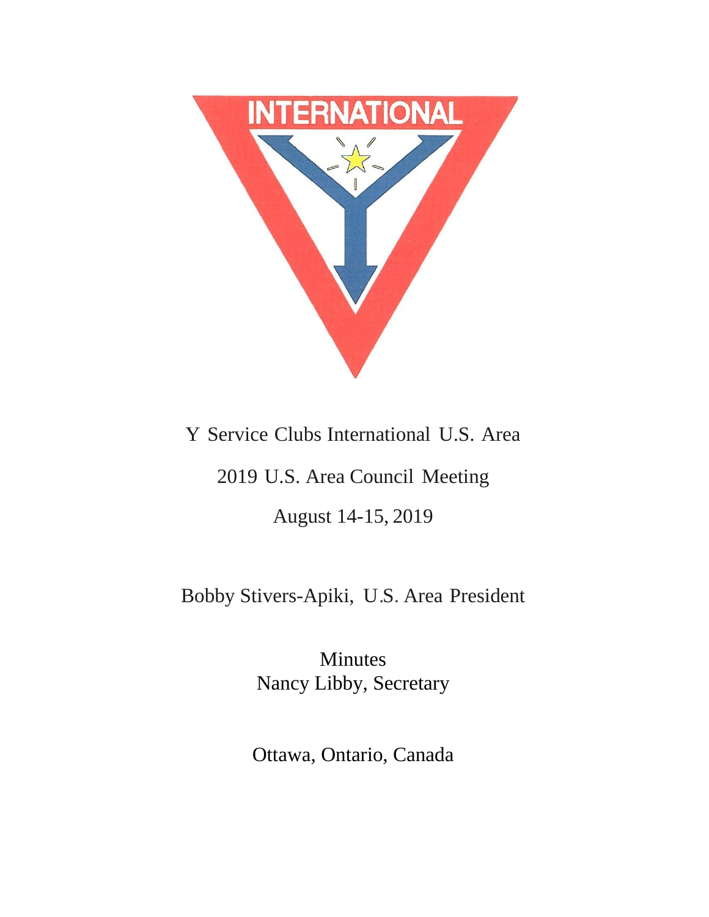INTERNATIONAL

# Y Service Clubs International U.S. Area

## 2019 U.S. Area Council Meeting

## August 14-15, 2019

Bobby Stivers-Apiki, U.S. Area President

Minutes
Nancy Libby, Secretary

Ottawa, Ontario, Canada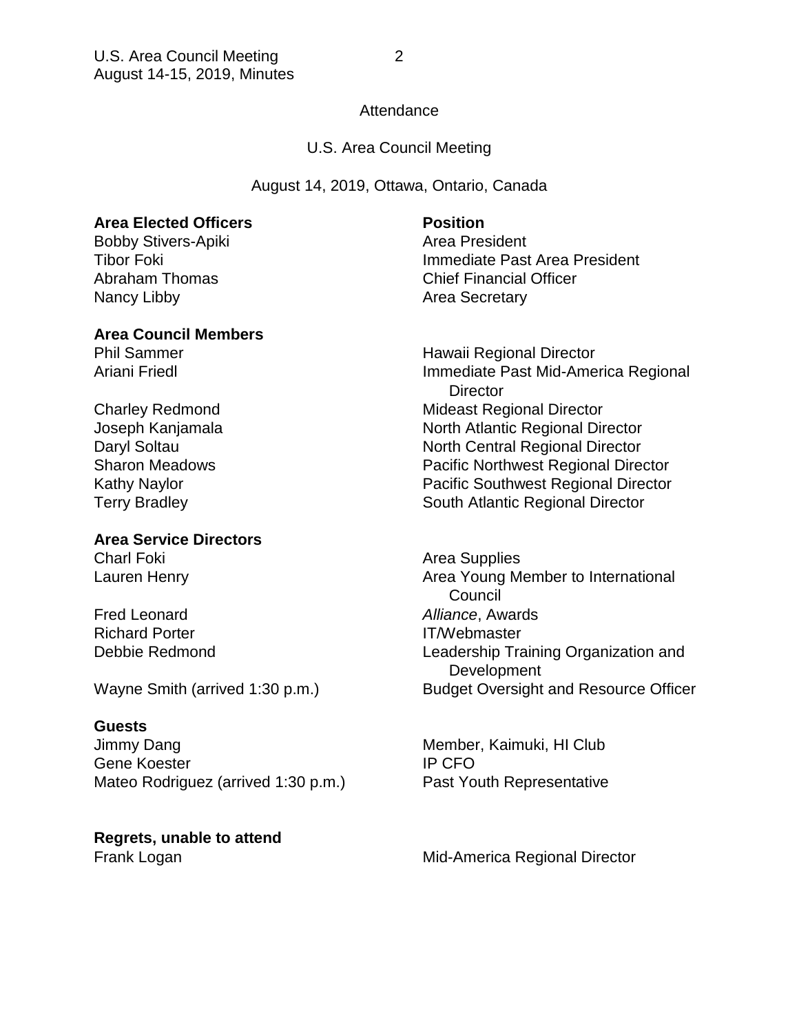Attendance

U.S. Area Council Meeting

August 14, 2019, Ottawa, Ontario, Canada

| **Area Elected Officers** | **Position** |
|---|---|
| Bobby Stivers-Apiki | Area President |
| Tibor Foki | Immediate Past Area President |
| Abraham Thomas | Chief Financial Officer |
| Nancy Libby | Area Secretary |
| | |
| **Area Council Members** | |
| Phil Sammer | Hawaii Regional Director |
| Ariani Friedl | Immediate Past Mid-America Regional Director |
| Charley Redmond | Mideast Regional Director |
| Joseph Kanjamala | North Atlantic Regional Director |
| Daryl Soltau | North Central Regional Director |
| Sharon Meadows | Pacific Northwest Regional Director |
| Kathy Naylor | Pacific Southwest Regional Director |
| Terry Bradley | South Atlantic Regional Director |
| | |
| **Area Service Directors** | |
| Charl Foki | Area Supplies |
| Lauren Henry | Area Young Member to International Council |
| Fred Leonard | *Alliance*, Awards |
| Richard Porter | IT/Webmaster |
| Debbie Redmond | Leadership Training Organization and Development |
| Wayne Smith (arrived 1:30 p.m.) | Budget Oversight and Resource Officer |
| | |
| **Guests** | |
| Jimmy Dang | Member, Kaimuki, HI Club |
| Gene Koester | IP CFO |
| Mateo Rodriguez (arrived 1:30 p.m.) | Past Youth Representative |
| | |
| **Regrets, unable to attend** | |
| Frank Logan | Mid-America Regional Director |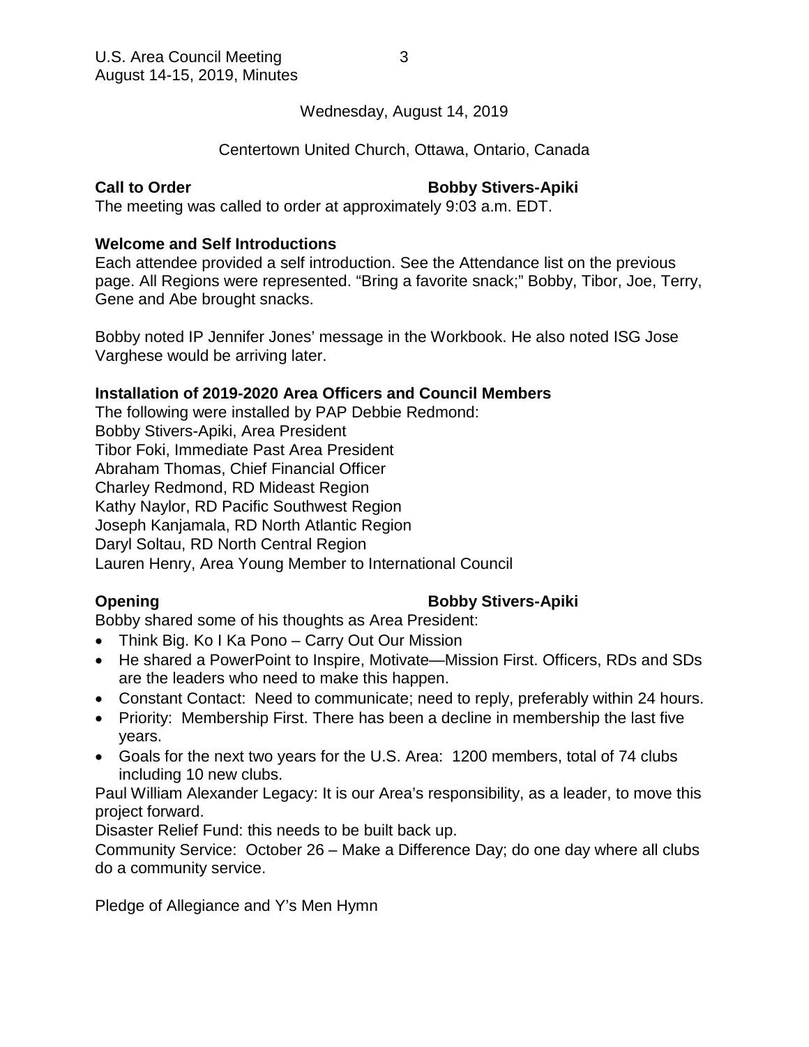Wednesday, August 14, 2019

Centertown United Church, Ottawa, Ontario, Canada

**Call to Order** **Bobby Stivers-Apiki**

The meeting was called to order at approximately 9:03 a.m. EDT.

**Welcome and Self Introductions**

Each attendee provided a self introduction. See the Attendance list on the previous page. All Regions were represented. "Bring a favorite snack;" Bobby, Tibor, Joe, Terry, Gene and Abe brought snacks.

Bobby noted IP Jennifer Jones' message in the Workbook. He also noted ISG Jose Varghese would be arriving later.

**Installation of 2019-2020 Area Officers and Council Members**

The following were installed by PAP Debbie Redmond:
Bobby Stivers-Apiki, Area President
Tibor Foki, Immediate Past Area President
Abraham Thomas, Chief Financial Officer
Charley Redmond, RD Mideast Region
Kathy Naylor, RD Pacific Southwest Region
Joseph Kanjamala, RD North Atlantic Region
Daryl Soltau, RD North Central Region
Lauren Henry, Area Young Member to International Council

**Opening** **Bobby Stivers-Apiki**

Bobby shared some of his thoughts as Area President:

- Think Big. Ko I Ka Pono – Carry Out Our Mission
- He shared a PowerPoint to Inspire, Motivate—Mission First. Officers, RDs and SDs are the leaders who need to make this happen.
- Constant Contact: Need to communicate; need to reply, preferably within 24 hours.
- Priority: Membership First. There has been a decline in membership the last five years.
- Goals for the next two years for the U.S. Area: 1200 members, total of 74 clubs including 10 new clubs.

Paul William Alexander Legacy: It is our Area's responsibility, as a leader, to move this project forward.

Disaster Relief Fund: this needs to be built back up.

Community Service: October 26 – Make a Difference Day; do one day where all clubs do a community service.

Pledge of Allegiance and Y's Men Hymn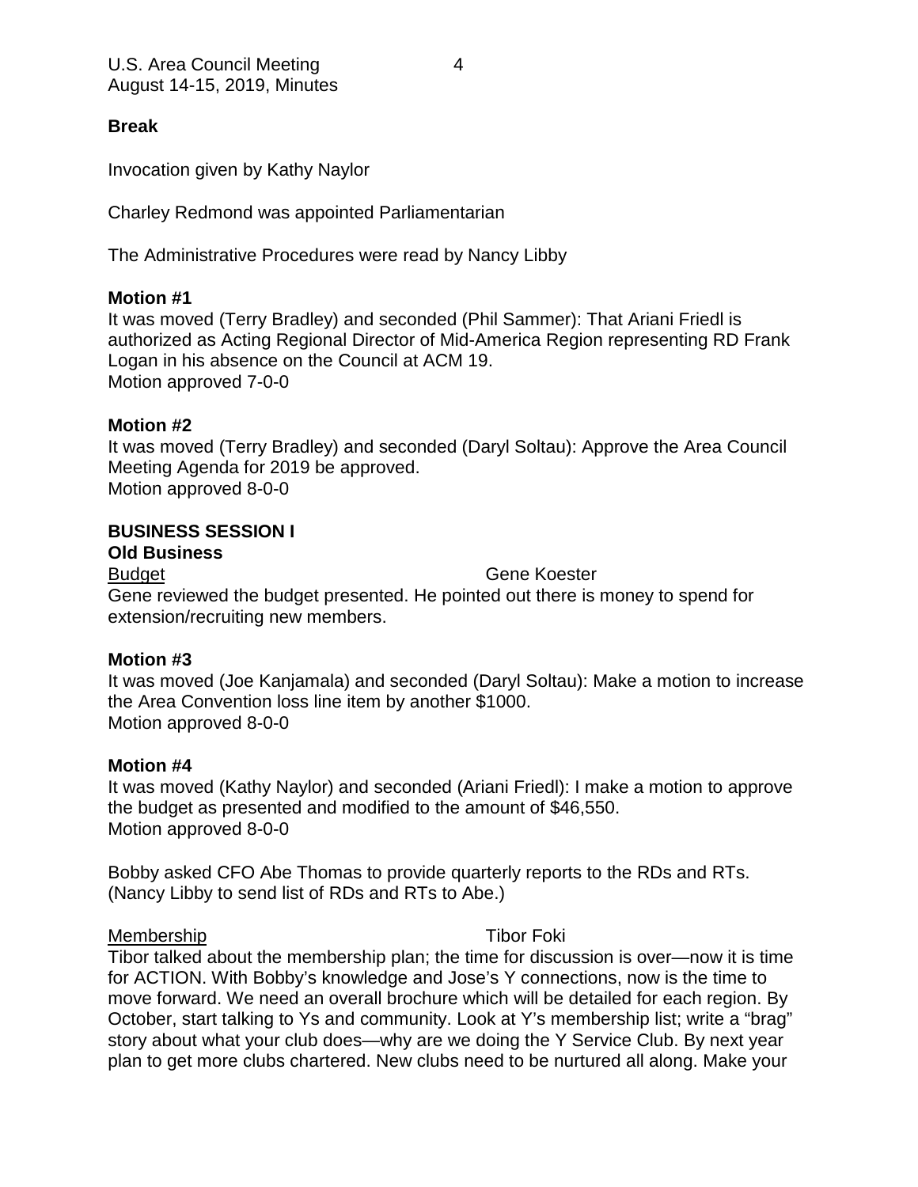**Break**

Invocation given by Kathy Naylor

Charley Redmond was appointed Parliamentarian

The Administrative Procedures were read by Nancy Libby

**Motion #1**

It was moved (Terry Bradley) and seconded (Phil Sammer): That Ariani Friedl is authorized as Acting Regional Director of Mid-America Region representing RD Frank Logan in his absence on the Council at ACM 19.
Motion approved 7-0-0

**Motion #2**

It was moved (Terry Bradley) and seconded (Daryl Soltau): Approve the Area Council Meeting Agenda for 2019 be approved.
Motion approved 8-0-0

**BUSINESS SESSION I**

**Old Business**

<u>Budget</u> Gene Koester

Gene reviewed the budget presented. He pointed out there is money to spend for extension/recruiting new members.

**Motion #3**

It was moved (Joe Kanjamala) and seconded (Daryl Soltau): Make a motion to increase the Area Convention loss line item by another $1000.
Motion approved 8-0-0

**Motion #4**

It was moved (Kathy Naylor) and seconded (Ariani Friedl): I make a motion to approve the budget as presented and modified to the amount of $46,550.
Motion approved 8-0-0

Bobby asked CFO Abe Thomas to provide quarterly reports to the RDs and RTs. (Nancy Libby to send list of RDs and RTs to Abe.)

<u>Membership</u> Tibor Foki

Tibor talked about the membership plan; the time for discussion is over—now it is time for ACTION. With Bobby's knowledge and Jose's Y connections, now is the time to move forward. We need an overall brochure which will be detailed for each region. By October, start talking to Ys and community. Look at Y's membership list; write a "brag" story about what your club does—why are we doing the Y Service Club. By next year plan to get more clubs chartered. New clubs need to be nurtured all along. Make your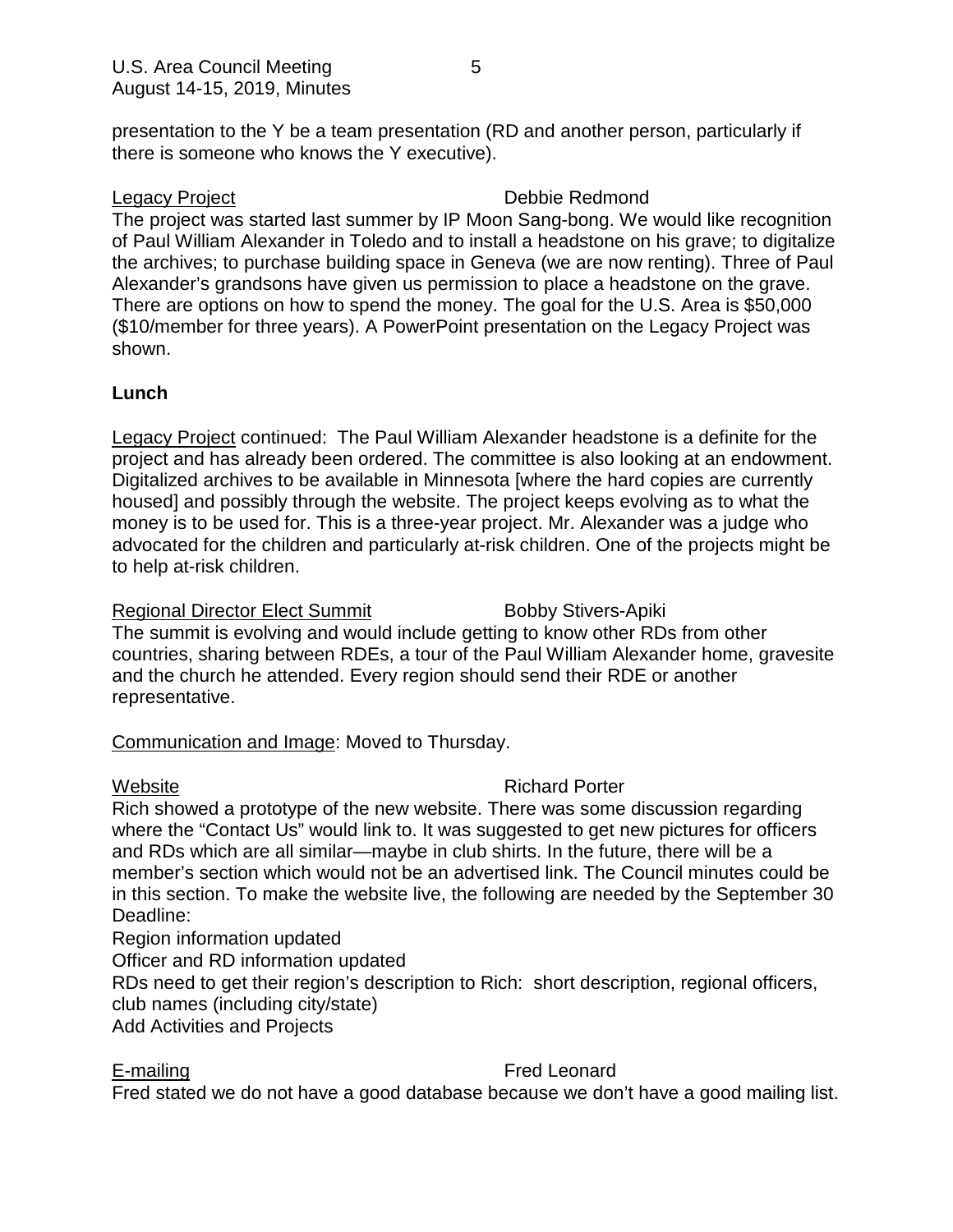presentation to the Y be a team presentation (RD and another person, particularly if there is someone who knows the Y executive).

Legacy Project — Debbie Redmond

The project was started last summer by IP Moon Sang-bong. We would like recognition of Paul William Alexander in Toledo and to install a headstone on his grave; to digitalize the archives; to purchase building space in Geneva (we are now renting). Three of Paul Alexander's grandsons have given us permission to place a headstone on the grave. There are options on how to spend the money. The goal for the U.S. Area is $50,000 ($10/member for three years). A PowerPoint presentation on the Legacy Project was shown.

**Lunch**

Legacy Project continued: The Paul William Alexander headstone is a definite for the project and has already been ordered. The committee is also looking at an endowment. Digitalized archives to be available in Minnesota [where the hard copies are currently housed] and possibly through the website. The project keeps evolving as to what the money is to be used for. This is a three-year project. Mr. Alexander was a judge who advocated for the children and particularly at-risk children. One of the projects might be to help at-risk children.

Regional Director Elect Summit — Bobby Stivers-Apiki

The summit is evolving and would include getting to know other RDs from other countries, sharing between RDEs, a tour of the Paul William Alexander home, gravesite and the church he attended. Every region should send their RDE or another representative.

Communication and Image: Moved to Thursday.

Website — Richard Porter

Rich showed a prototype of the new website. There was some discussion regarding where the "Contact Us" would link to. It was suggested to get new pictures for officers and RDs which are all similar—maybe in club shirts. In the future, there will be a member's section which would not be an advertised link. The Council minutes could be in this section. To make the website live, the following are needed by the September 30 Deadline:

Region information updated

Officer and RD information updated

RDs need to get their region's description to Rich: short description, regional officers, club names (including city/state)

Add Activities and Projects

E-mailing — Fred Leonard

Fred stated we do not have a good database because we don't have a good mailing list.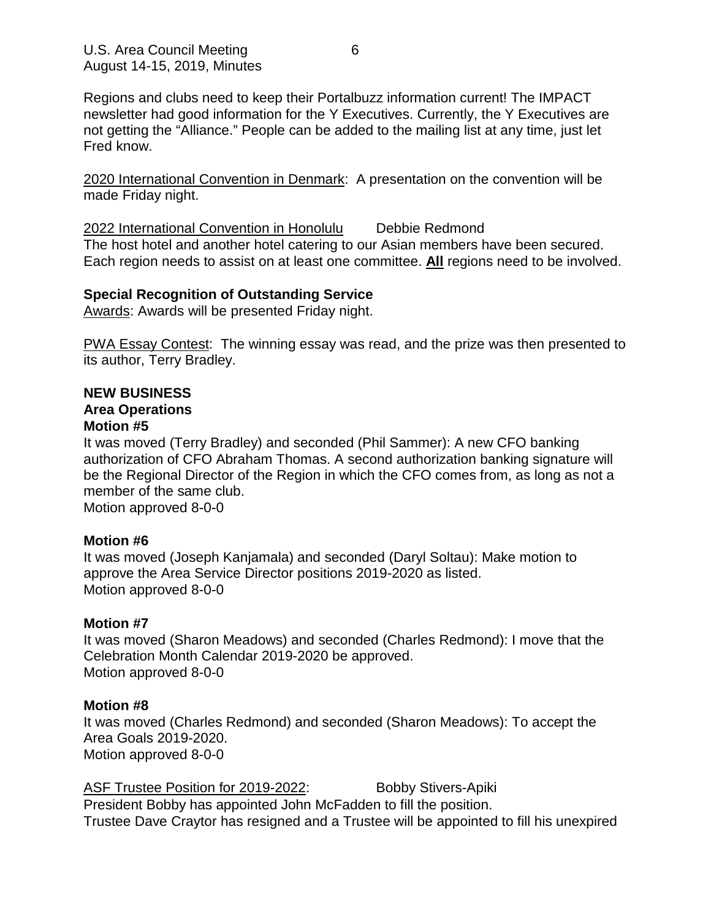Regions and clubs need to keep their Portalbuzz information current! The IMPACT newsletter had good information for the Y Executives. Currently, the Y Executives are not getting the "Alliance." People can be added to the mailing list at any time, just let Fred know.

<u>2020 International Convention in Denmark</u>: A presentation on the convention will be made Friday night.

<u>2022 International Convention in Honolulu</u> Debbie Redmond
The host hotel and another hotel catering to our Asian members have been secured. Each region needs to assist on at least one committee. <u>**All**</u> regions need to be involved.

**Special Recognition of Outstanding Service**
<u>Awards</u>: Awards will be presented Friday night.

<u>PWA Essay Contest</u>: The winning essay was read, and the prize was then presented to its author, Terry Bradley.

**NEW BUSINESS**
**Area Operations**
**Motion #5**
It was moved (Terry Bradley) and seconded (Phil Sammer): A new CFO banking authorization of CFO Abraham Thomas. A second authorization banking signature will be the Regional Director of the Region in which the CFO comes from, as long as not a member of the same club.
Motion approved 8-0-0

**Motion #6**
It was moved (Joseph Kanjamala) and seconded (Daryl Soltau): Make motion to approve the Area Service Director positions 2019-2020 as listed.
Motion approved 8-0-0

**Motion #7**
It was moved (Sharon Meadows) and seconded (Charles Redmond): I move that the Celebration Month Calendar 2019-2020 be approved.
Motion approved 8-0-0

**Motion #8**
It was moved (Charles Redmond) and seconded (Sharon Meadows): To accept the Area Goals 2019-2020.
Motion approved 8-0-0

<u>ASF Trustee Position for 2019-2022</u>: Bobby Stivers-Apiki
President Bobby has appointed John McFadden to fill the position.
Trustee Dave Craytor has resigned and a Trustee will be appointed to fill his unexpired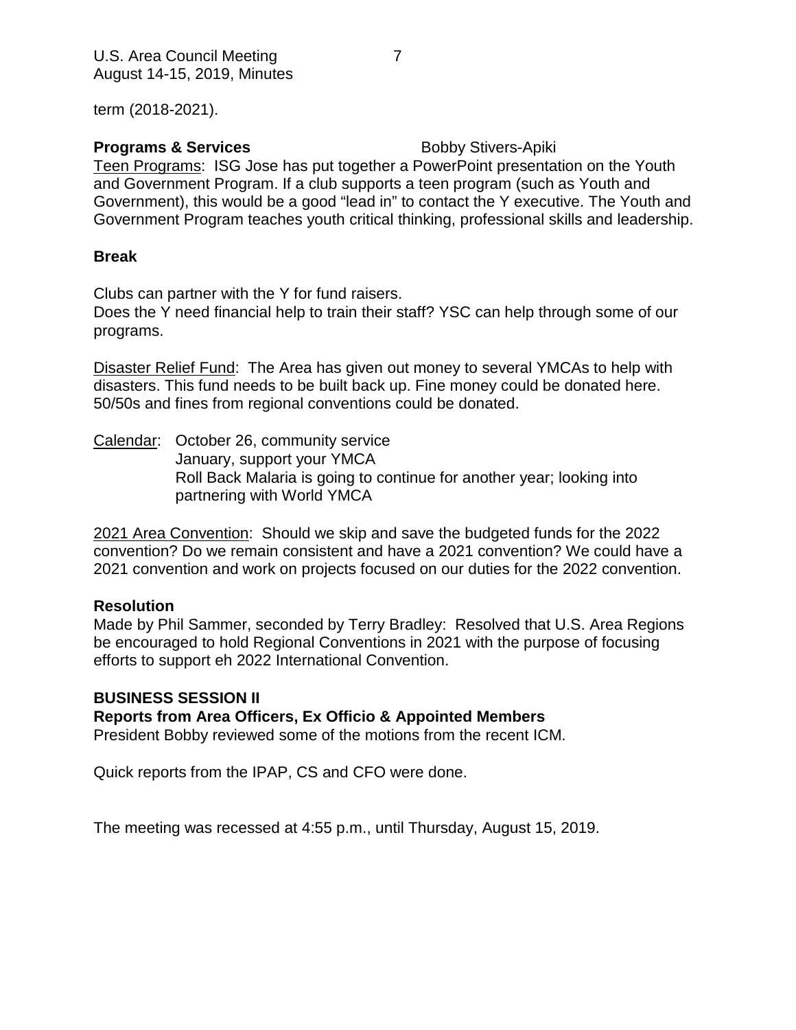term (2018-2021).

**Programs & Services** Bobby Stivers-Apiki

Teen Programs: ISG Jose has put together a PowerPoint presentation on the Youth and Government Program. If a club supports a teen program (such as Youth and Government), this would be a good "lead in" to contact the Y executive. The Youth and Government Program teaches youth critical thinking, professional skills and leadership.

**Break**

Clubs can partner with the Y for fund raisers.
Does the Y need financial help to train their staff? YSC can help through some of our programs.

Disaster Relief Fund: The Area has given out money to several YMCAs to help with disasters. This fund needs to be built back up. Fine money could be donated here. 50/50s and fines from regional conventions could be donated.

Calendar: October 26, community service
January, support your YMCA
Roll Back Malaria is going to continue for another year; looking into partnering with World YMCA

2021 Area Convention: Should we skip and save the budgeted funds for the 2022 convention? Do we remain consistent and have a 2021 convention? We could have a 2021 convention and work on projects focused on our duties for the 2022 convention.

**Resolution**

Made by Phil Sammer, seconded by Terry Bradley: Resolved that U.S. Area Regions be encouraged to hold Regional Conventions in 2021 with the purpose of focusing efforts to support eh 2022 International Convention.

**BUSINESS SESSION II**

**Reports from Area Officers, Ex Officio & Appointed Members**

President Bobby reviewed some of the motions from the recent ICM.

Quick reports from the IPAP, CS and CFO were done.

The meeting was recessed at 4:55 p.m., until Thursday, August 15, 2019.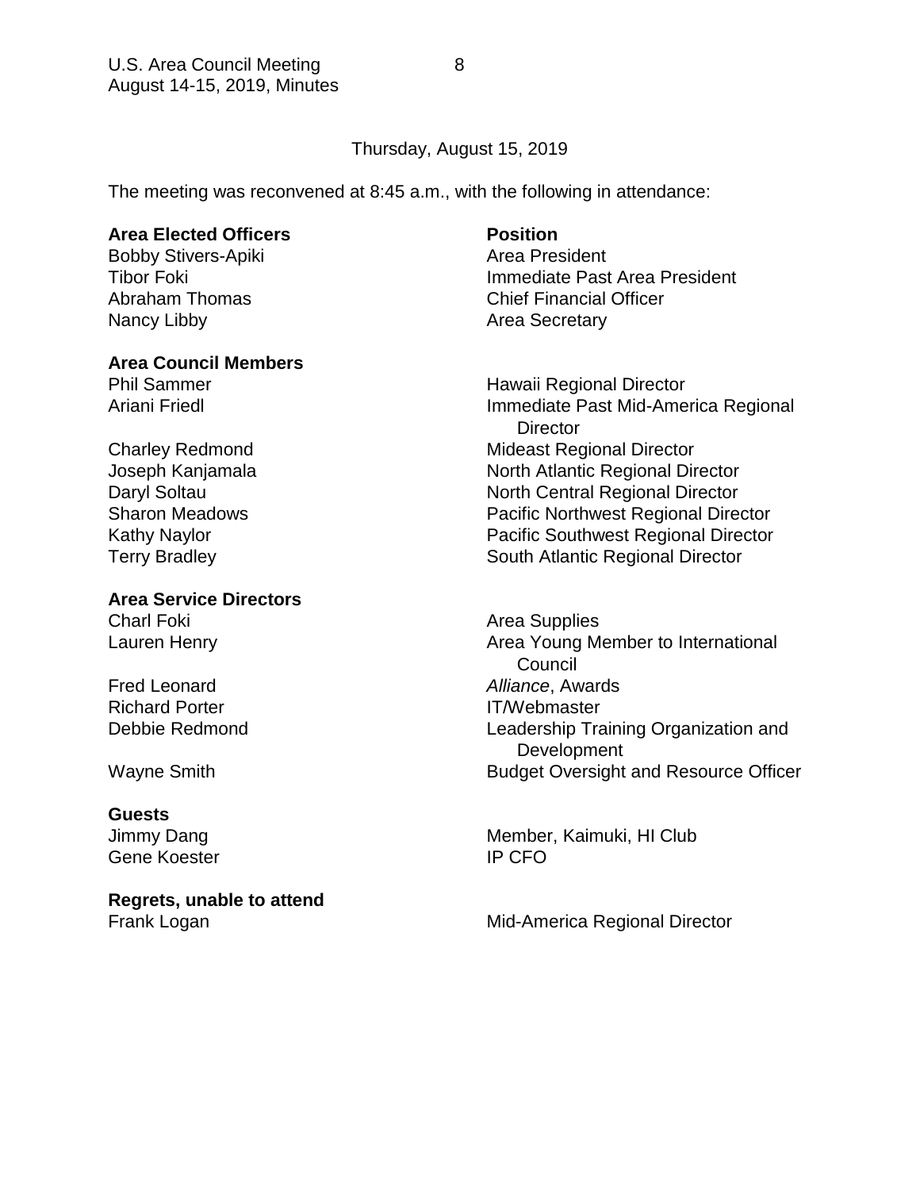Thursday, August 15, 2019

The meeting was reconvened at 8:45 a.m., with the following in attendance:

| **Area Elected Officers** | **Position** |
|---|---|
| Bobby Stivers-Apiki | Area President |
| Tibor Foki | Immediate Past Area President |
| Abraham Thomas | Chief Financial Officer |
| Nancy Libby | Area Secretary |
| **Area Council Members** | |
| Phil Sammer | Hawaii Regional Director |
| Ariani Friedl | Immediate Past Mid-America Regional Director |
| Charley Redmond | Mideast Regional Director |
| Joseph Kanjamala | North Atlantic Regional Director |
| Daryl Soltau | North Central Regional Director |
| Sharon Meadows | Pacific Northwest Regional Director |
| Kathy Naylor | Pacific Southwest Regional Director |
| Terry Bradley | South Atlantic Regional Director |
| **Area Service Directors** | |
| Charl Foki | Area Supplies |
| Lauren Henry | Area Young Member to International Council |
| Fred Leonard | *Alliance*, Awards |
| Richard Porter | IT/Webmaster |
| Debbie Redmond | Leadership Training Organization and Development |
| Wayne Smith | Budget Oversight and Resource Officer |
| **Guests** | |
| Jimmy Dang | Member, Kaimuki, HI Club |
| Gene Koester | IP CFO |
| **Regrets, unable to attend** | |
| Frank Logan | Mid-America Regional Director |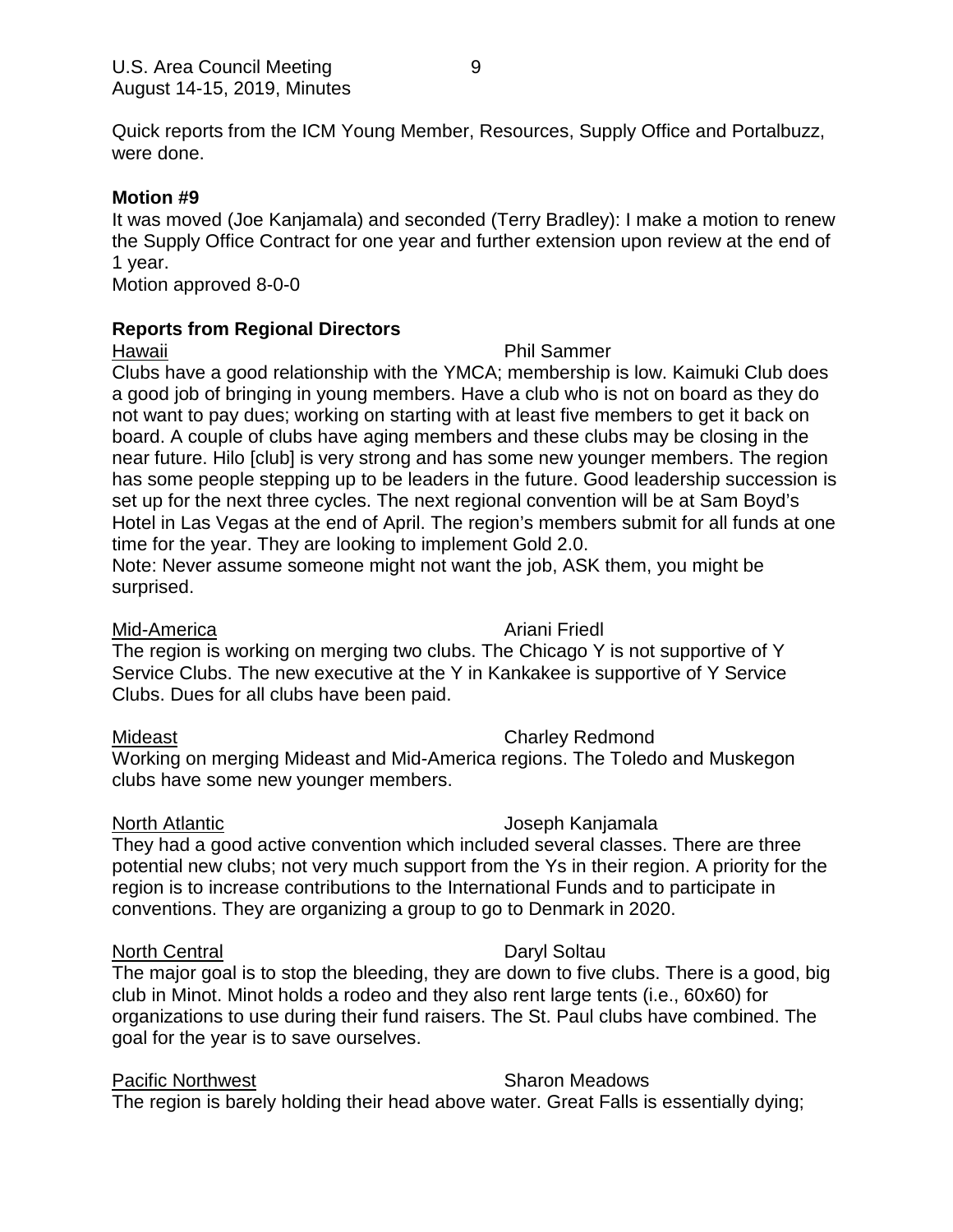Quick reports from the ICM Young Member, Resources, Supply Office and Portalbuzz, were done.

**Motion #9**

It was moved (Joe Kanjamala) and seconded (Terry Bradley): I make a motion to renew the Supply Office Contract for one year and further extension upon review at the end of 1 year.
Motion approved 8-0-0

**Reports from Regional Directors**

Hawaii — Phil Sammer

Clubs have a good relationship with the YMCA; membership is low. Kaimuki Club does a good job of bringing in young members. Have a club who is not on board as they do not want to pay dues; working on starting with at least five members to get it back on board. A couple of clubs have aging members and these clubs may be closing in the near future. Hilo [club] is very strong and has some new younger members. The region has some people stepping up to be leaders in the future. Good leadership succession is set up for the next three cycles. The next regional convention will be at Sam Boyd's Hotel in Las Vegas at the end of April. The region's members submit for all funds at one time for the year. They are looking to implement Gold 2.0.
Note: Never assume someone might not want the job, ASK them, you might be surprised.

Mid-America — Ariani Friedl

The region is working on merging two clubs. The Chicago Y is not supportive of Y Service Clubs. The new executive at the Y in Kankakee is supportive of Y Service Clubs. Dues for all clubs have been paid.

Mideast — Charley Redmond

Working on merging Mideast and Mid-America regions. The Toledo and Muskegon clubs have some new younger members.

North Atlantic — Joseph Kanjamala

They had a good active convention which included several classes. There are three potential new clubs; not very much support from the Ys in their region. A priority for the region is to increase contributions to the International Funds and to participate in conventions. They are organizing a group to go to Denmark in 2020.

North Central — Daryl Soltau

The major goal is to stop the bleeding, they are down to five clubs. There is a good, big club in Minot. Minot holds a rodeo and they also rent large tents (i.e., 60x60) for organizations to use during their fund raisers. The St. Paul clubs have combined. The goal for the year is to save ourselves.

Pacific Northwest — Sharon Meadows

The region is barely holding their head above water. Great Falls is essentially dying;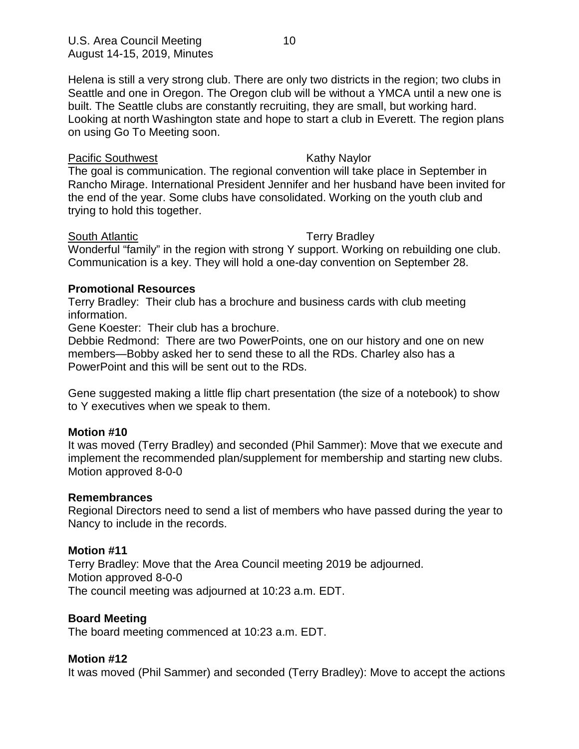Helena is still a very strong club. There are only two districts in the region; two clubs in Seattle and one in Oregon. The Oregon club will be without a YMCA until a new one is built. The Seattle clubs are constantly recruiting, they are small, but working hard. Looking at north Washington state and hope to start a club in Everett. The region plans on using Go To Meeting soon.

Pacific Southwest — Kathy Naylor

The goal is communication. The regional convention will take place in September in Rancho Mirage. International President Jennifer and her husband have been invited for the end of the year. Some clubs have consolidated. Working on the youth club and trying to hold this together.

South Atlantic — Terry Bradley

Wonderful "family" in the region with strong Y support. Working on rebuilding one club. Communication is a key. They will hold a one-day convention on September 28.

**Promotional Resources**

Terry Bradley: Their club has a brochure and business cards with club meeting information.
Gene Koester: Their club has a brochure.
Debbie Redmond: There are two PowerPoints, one on our history and one on new members—Bobby asked her to send these to all the RDs. Charley also has a PowerPoint and this will be sent out to the RDs.

Gene suggested making a little flip chart presentation (the size of a notebook) to show to Y executives when we speak to them.

**Motion #10**

It was moved (Terry Bradley) and seconded (Phil Sammer): Move that we execute and implement the recommended plan/supplement for membership and starting new clubs. Motion approved 8-0-0

**Remembrances**

Regional Directors need to send a list of members who have passed during the year to Nancy to include in the records.

**Motion #11**

Terry Bradley: Move that the Area Council meeting 2019 be adjourned.
Motion approved 8-0-0
The council meeting was adjourned at 10:23 a.m. EDT.

**Board Meeting**

The board meeting commenced at 10:23 a.m. EDT.

**Motion #12**

It was moved (Phil Sammer) and seconded (Terry Bradley): Move to accept the actions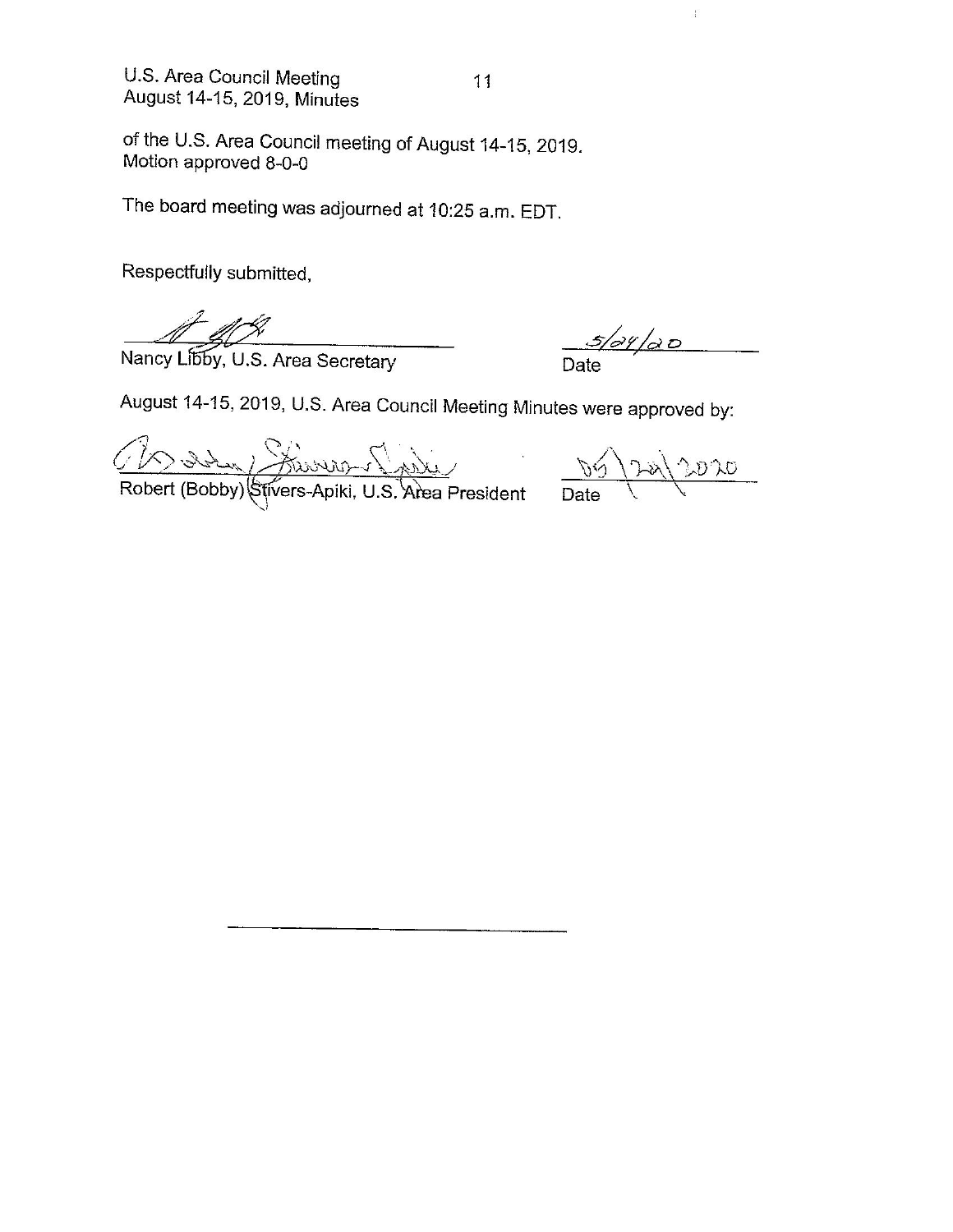of the U.S. Area Council meeting of August 14-15, 2019.
Motion approved 8-0-0

The board meeting was adjourned at 10:25 a.m. EDT.

Respectfully submitted,

Nancy Libby, U.S. Area Secretary — Date: 5/24/20

August 14-15, 2019, U.S. Area Council Meeting Minutes were approved by:

Robert (Bobby) Stivers-Apiki, U.S. Area President — Date: 05/29/2020